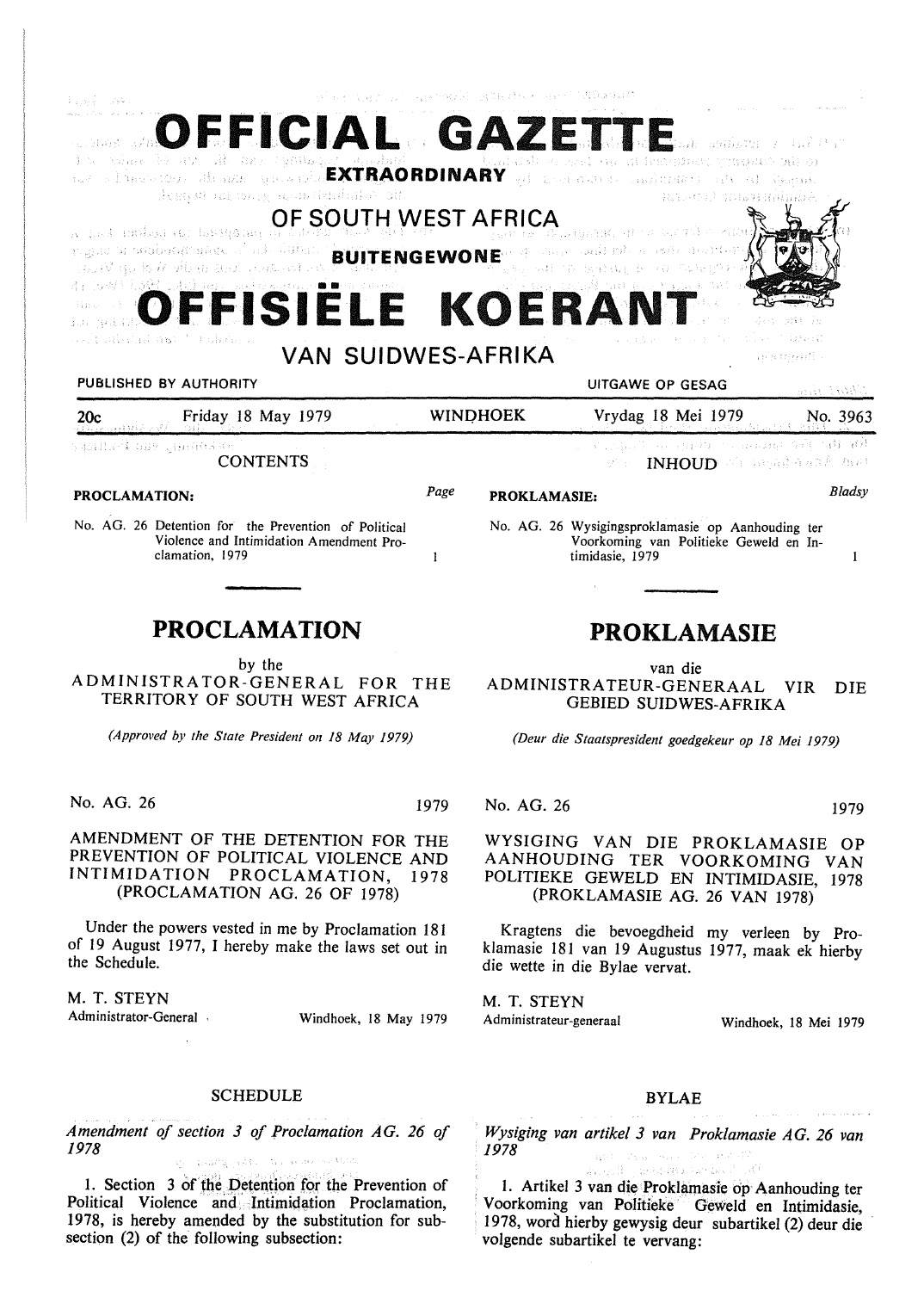# OFFICIAL GAZETTE

**EXTRAORDINARY**

## OF SOUTH WEST AFRICA

**BUITENGEWONE**

# OFFISIËLE KOERANT

## VAN SUIDWES-AFRIKA

PUBLISHED BY AUTHORITY — UITGAWE OP GESAG

20c — Friday 18 May 1979 — WINDHOEK — Vrydag 18 Mei 1979 — No. 3963

**CONTENTS**

| PROCLAMATION: | Page |
|---|---|
| No. AG. 26 Detention for the Prevention of Political Violence and Intimidation Amendment Proclamation, 1979 | 1 |

**INHOUD**

| PROKLAMASIE: | Bladsy |
|---|---|
| No. AG. 26 Wysigingsproklamasie op Aanhouding ter Voorkoming van Politieke Geweld en Intimidasie, 1979 | 1 |

## PROCLAMATION

by the

ADMINISTRATOR-GENERAL FOR THE TERRITORY OF SOUTH WEST AFRICA

*(Approved by the State President on 18 May 1979)*

No. AG. 26 — 1979

AMENDMENT OF THE DETENTION FOR THE PREVENTION OF POLITICAL VIOLENCE AND INTIMIDATION PROCLAMATION, 1978 (PROCLAMATION AG. 26 OF 1978)

Under the powers vested in me by Proclamation 181 of 19 August 1977, I hereby make the laws set out in the Schedule.

M. T. STEYN
Administrator-General — Windhoek, 18 May 1979

SCHEDULE

*Amendment of section 3 of Proclamation AG. 26 of 1978*

1. Section 3 of the Detention for the Prevention of Political Violence and Intimidation Proclamation, 1978, is hereby amended by the substitution for subsection (2) of the following subsection:

## PROKLAMASIE

van die

ADMINISTRATEUR-GENERAAL VIR DIE GEBIED SUIDWES-AFRIKA

*(Deur die Staatspresident goedgekeur op 18 Mei 1979)*

No. AG. 26 — 1979

WYSIGING VAN DIE PROKLAMASIE OP AANHOUDING TER VOORKOMING VAN POLITIEKE GEWELD EN INTIMIDASIE, 1978 (PROKLAMASIE AG. 26 VAN 1978)

Kragtens die bevoegdheid my verleen by Proklamasie 181 van 19 Augustus 1977, maak ek hierby die wette in die Bylae vervat.

M. T. STEYN
Administrateur-generaal — Windhoek, 18 Mei 1979

BYLAE

*Wysiging van artikel 3 van Proklamasie AG. 26 van 1978*

1. Artikel 3 van die Proklamasie op Aanhouding ter Voorkoming van Politieke Geweld en Intimidasie, 1978, word hierby gewysig deur subartikel (2) deur die volgende subartikel te vervang: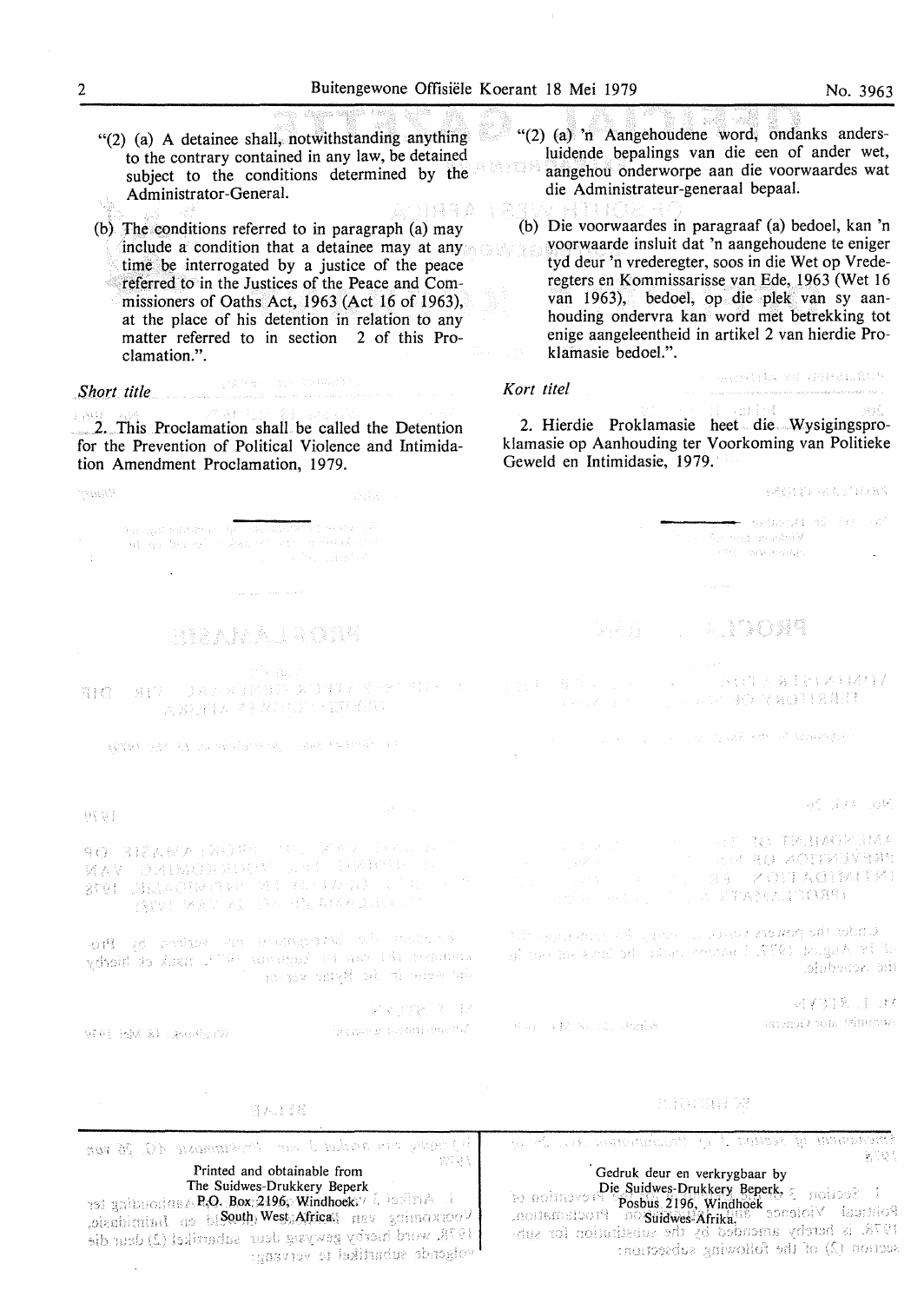"(2) (a) A detainee shall, notwithstanding anything to the contrary contained in any law, be detained subject to the conditions determined by the Administrator-General.

(b) The conditions referred to in paragraph (a) may include a condition that a detainee may at any time be interrogated by a justice of the peace referred to in the Justices of the Peace and Commissioners of Oaths Act, 1963 (Act 16 of 1963), at the place of his detention in relation to any matter referred to in section 2 of this Proclamation.".

*Short title*

2. This Proclamation shall be called the Detention for the Prevention of Political Violence and Intimidation Amendment Proclamation, 1979.

"(2) (a) 'n Aangehoudene word, ondanks andersluidende bepalings van die een of ander wet, aangehou onderworpe aan die voorwaardes wat die Administrateur-generaal bepaal.

(b) Die voorwaardes in paragraaf (a) bedoel, kan 'n voorwaarde insluit dat 'n aangehoudene te eniger tyd deur 'n vrederegter, soos in die Wet op Vrederegters en Kommissarisse van Ede, 1963 (Wet 16 van 1963), bedoel, op die plek van sy aanhouding ondervra kan word met betrekking tot enige aangeleentheid in artikel 2 van hierdie Proklamasie bedoel.".

*Kort titel*

2. Hierdie Proklamasie heet die Wysigingsproklamasie op Aanhouding ter Voorkoming van Politieke Geweld en Intimidasie, 1979.

---

Printed and obtainable from
The Suidwes-Drukkery Beperk
P.O. Box 2196, Windhoek.
South West Africa.

Gedruk deur en verkrygbaar by
Die Suidwes-Drukkery Beperk,
Posbus 2196, Windhoek
Suidwes-Afrika.